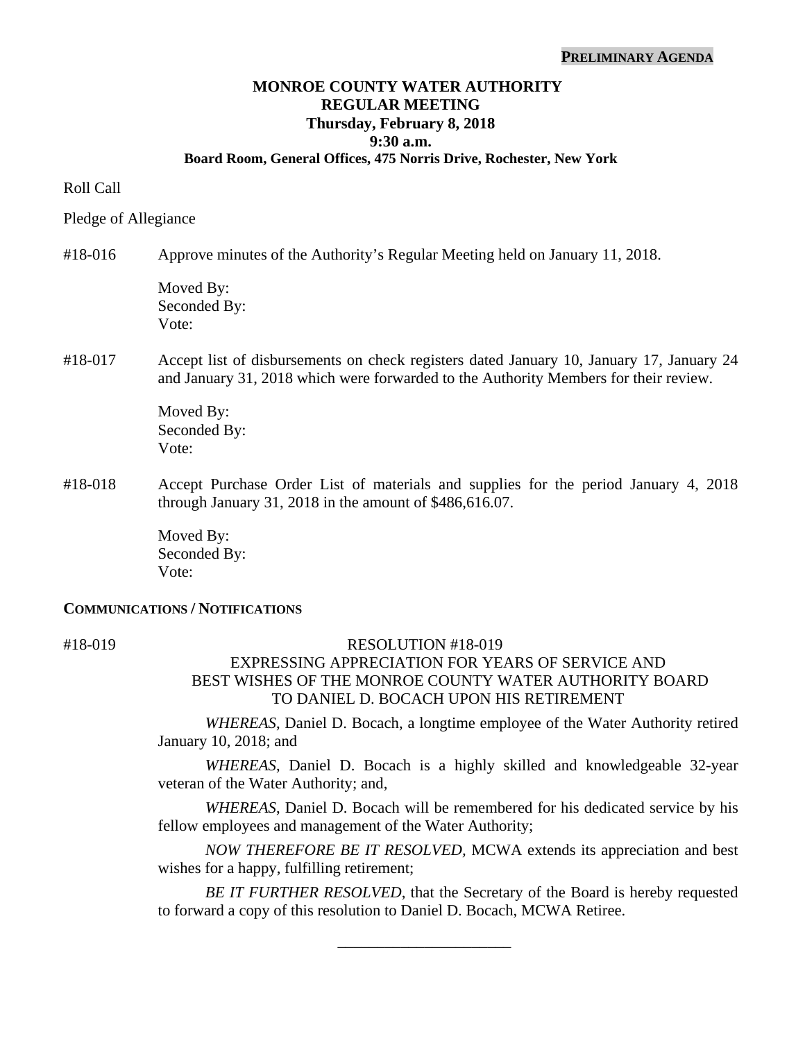**PRELIMINARY AGENDA**

# MONROE COUNTY WATER AUTHORITY
## REGULAR MEETING
### Thursday, February 8, 2018
### 9:30 a.m.
### Board Room, General Offices, 475 Norris Drive, Rochester, New York

Roll Call

Pledge of Allegiance

#18-016 Approve minutes of the Authority's Regular Meeting held on January 11, 2018.

Moved By:
Seconded By:
Vote:

#18-017 Accept list of disbursements on check registers dated January 10, January 17, January 24 and January 31, 2018 which were forwarded to the Authority Members for their review.

Moved By:
Seconded By:
Vote:

#18-018 Accept Purchase Order List of materials and supplies for the period January 4, 2018 through January 31, 2018 in the amount of $486,616.07.

Moved By:
Seconded By:
Vote:

**COMMUNICATIONS / NOTIFICATIONS**

#18-019

RESOLUTION #18-019
EXPRESSING APPRECIATION FOR YEARS OF SERVICE AND
BEST WISHES OF THE MONROE COUNTY WATER AUTHORITY BOARD
TO DANIEL D. BOCACH UPON HIS RETIREMENT

*WHEREAS*, Daniel D. Bocach, a longtime employee of the Water Authority retired January 10, 2018; and

*WHEREAS*, Daniel D. Bocach is a highly skilled and knowledgeable 32-year veteran of the Water Authority; and,

*WHEREAS*, Daniel D. Bocach will be remembered for his dedicated service by his fellow employees and management of the Water Authority;

*NOW THEREFORE BE IT RESOLVED*, MCWA extends its appreciation and best wishes for a happy, fulfilling retirement;

*BE IT FURTHER RESOLVED*, that the Secretary of the Board is hereby requested to forward a copy of this resolution to Daniel D. Bocach, MCWA Retiree.

______________________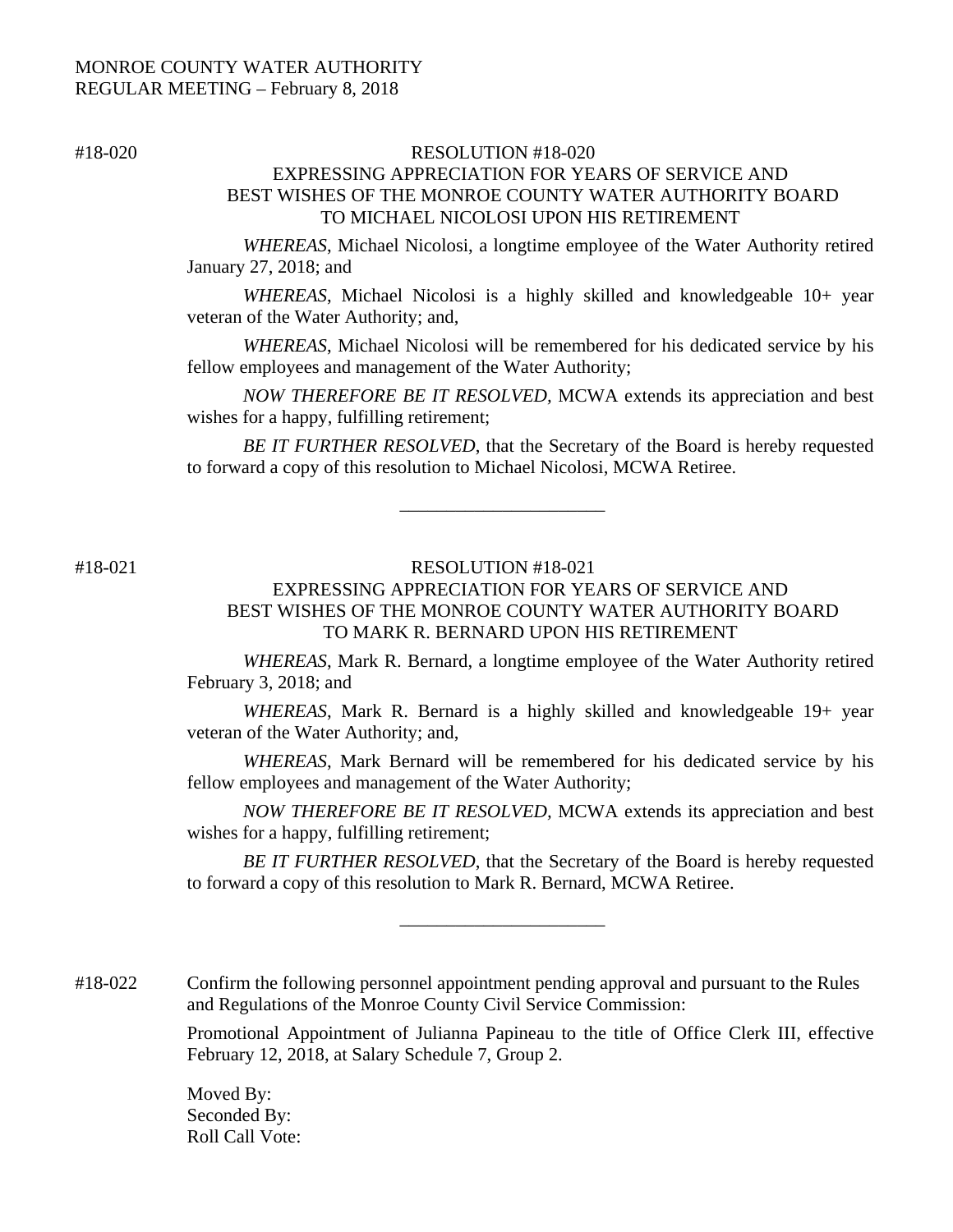MONROE COUNTY WATER AUTHORITY
REGULAR MEETING – February 8, 2018

#18-020

RESOLUTION #18-020
EXPRESSING APPRECIATION FOR YEARS OF SERVICE AND
BEST WISHES OF THE MONROE COUNTY WATER AUTHORITY BOARD
TO MICHAEL NICOLOSI UPON HIS RETIREMENT

*WHEREAS*, Michael Nicolosi, a longtime employee of the Water Authority retired January 27, 2018; and

*WHEREAS*, Michael Nicolosi is a highly skilled and knowledgeable 10+ year veteran of the Water Authority; and,

*WHEREAS*, Michael Nicolosi will be remembered for his dedicated service by his fellow employees and management of the Water Authority;

*NOW THEREFORE BE IT RESOLVED*, MCWA extends its appreciation and best wishes for a happy, fulfilling retirement;

*BE IT FURTHER RESOLVED*, that the Secretary of the Board is hereby requested to forward a copy of this resolution to Michael Nicolosi, MCWA Retiree.

______________________

#18-021

RESOLUTION #18-021
EXPRESSING APPRECIATION FOR YEARS OF SERVICE AND
BEST WISHES OF THE MONROE COUNTY WATER AUTHORITY BOARD
TO MARK R. BERNARD UPON HIS RETIREMENT

*WHEREAS*, Mark R. Bernard, a longtime employee of the Water Authority retired February 3, 2018; and

*WHEREAS*, Mark R. Bernard is a highly skilled and knowledgeable 19+ year veteran of the Water Authority; and,

*WHEREAS*, Mark Bernard will be remembered for his dedicated service by his fellow employees and management of the Water Authority;

*NOW THEREFORE BE IT RESOLVED*, MCWA extends its appreciation and best wishes for a happy, fulfilling retirement;

*BE IT FURTHER RESOLVED*, that the Secretary of the Board is hereby requested to forward a copy of this resolution to Mark R. Bernard, MCWA Retiree.

______________________

#18-022

Confirm the following personnel appointment pending approval and pursuant to the Rules and Regulations of the Monroe County Civil Service Commission:

Promotional Appointment of Julianna Papineau to the title of Office Clerk III, effective February 12, 2018, at Salary Schedule 7, Group 2.

Moved By:
Seconded By:
Roll Call Vote: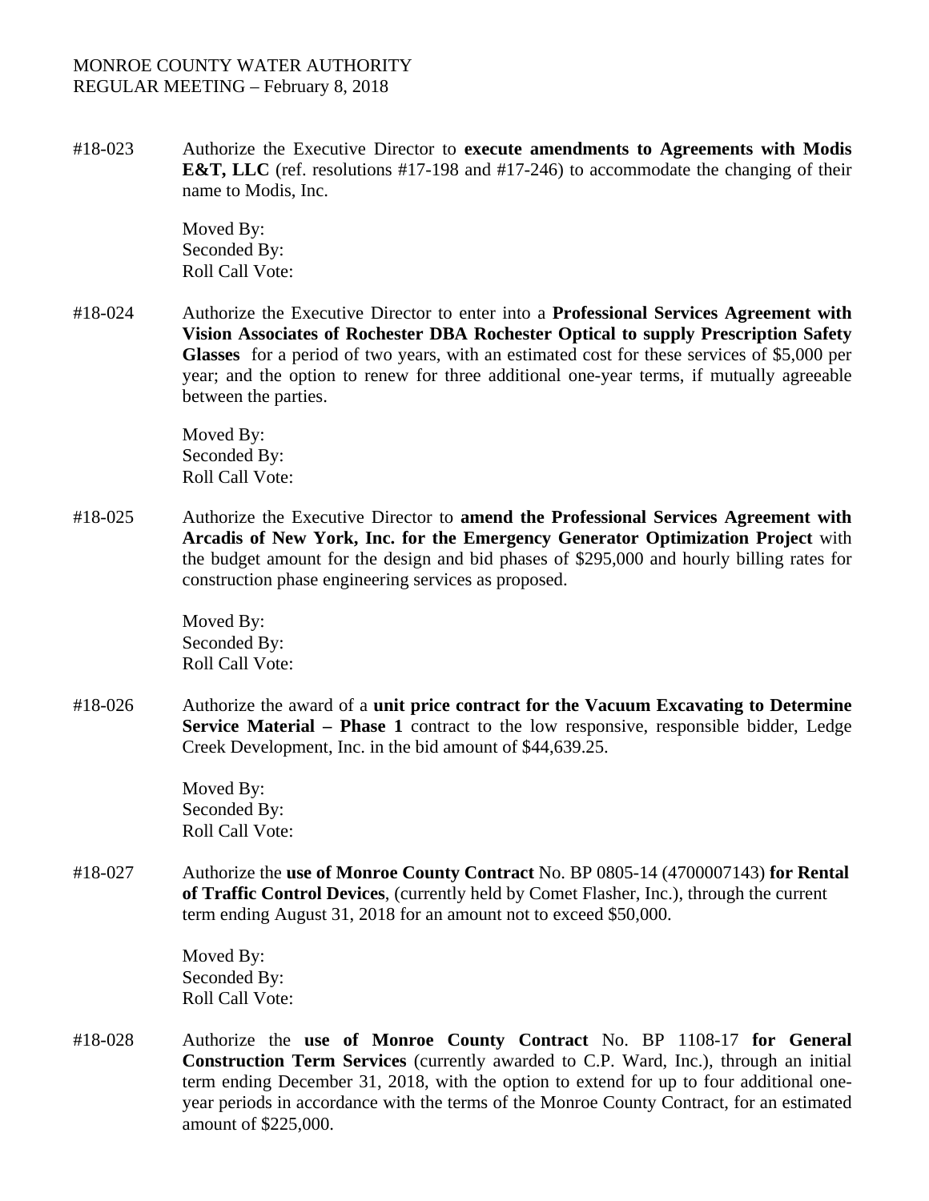MONROE COUNTY WATER AUTHORITY
REGULAR MEETING – February 8, 2018

#18-023 Authorize the Executive Director to **execute amendments to Agreements with Modis E&T, LLC** (ref. resolutions #17-198 and #17-246) to accommodate the changing of their name to Modis, Inc.

Moved By:
Seconded By:
Roll Call Vote:

#18-024 Authorize the Executive Director to enter into a **Professional Services Agreement with Vision Associates of Rochester DBA Rochester Optical to supply Prescription Safety Glasses** for a period of two years, with an estimated cost for these services of $5,000 per year; and the option to renew for three additional one-year terms, if mutually agreeable between the parties.

Moved By:
Seconded By:
Roll Call Vote:

#18-025 Authorize the Executive Director to **amend the Professional Services Agreement with Arcadis of New York, Inc. for the Emergency Generator Optimization Project** with the budget amount for the design and bid phases of $295,000 and hourly billing rates for construction phase engineering services as proposed.

Moved By:
Seconded By:
Roll Call Vote:

#18-026 Authorize the award of a **unit price contract for the Vacuum Excavating to Determine Service Material – Phase 1** contract to the low responsive, responsible bidder, Ledge Creek Development, Inc. in the bid amount of $44,639.25.

Moved By:
Seconded By:
Roll Call Vote:

#18-027 Authorize the **use of Monroe County Contract** No. BP 0805-14 (4700007143) **for Rental of Traffic Control Devices**, (currently held by Comet Flasher, Inc.), through the current term ending August 31, 2018 for an amount not to exceed $50,000.

Moved By:
Seconded By:
Roll Call Vote:

#18-028 Authorize the **use of Monroe County Contract** No. BP 1108-17 **for General Construction Term Services** (currently awarded to C.P. Ward, Inc.), through an initial term ending December 31, 2018, with the option to extend for up to four additional one-year periods in accordance with the terms of the Monroe County Contract, for an estimated amount of $225,000.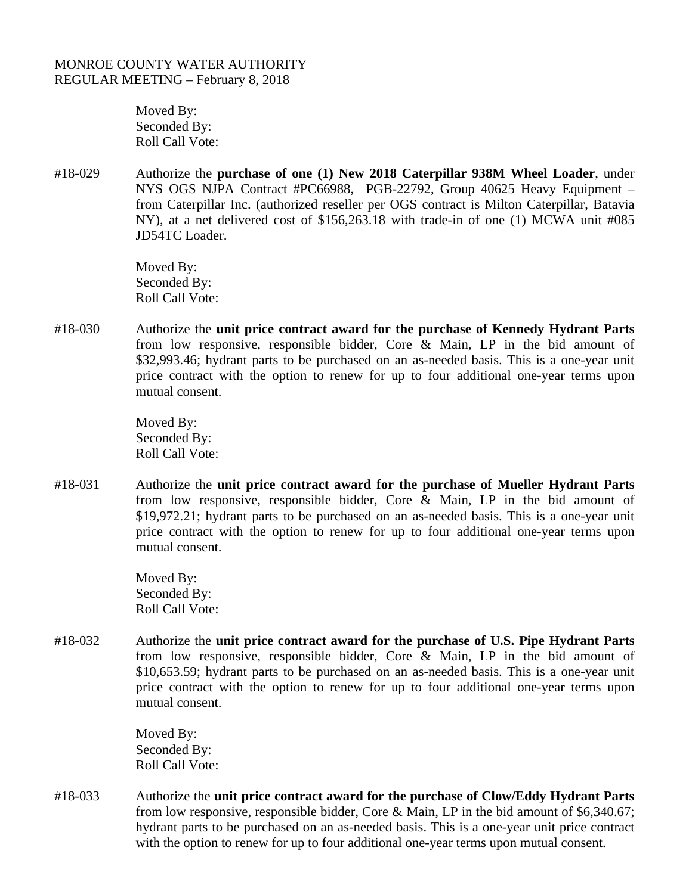MONROE COUNTY WATER AUTHORITY
REGULAR MEETING – February 8, 2018

Moved By:
Seconded By:
Roll Call Vote:

#18-029 Authorize the **purchase of one (1) New 2018 Caterpillar 938M Wheel Loader**, under NYS OGS NJPA Contract #PC66988, PGB-22792, Group 40625 Heavy Equipment – from Caterpillar Inc. (authorized reseller per OGS contract is Milton Caterpillar, Batavia NY), at a net delivered cost of $156,263.18 with trade-in of one (1) MCWA unit #085 JD54TC Loader.

Moved By:
Seconded By:
Roll Call Vote:

#18-030 Authorize the **unit price contract award for the purchase of Kennedy Hydrant Parts** from low responsive, responsible bidder, Core & Main, LP in the bid amount of $32,993.46; hydrant parts to be purchased on an as-needed basis. This is a one-year unit price contract with the option to renew for up to four additional one-year terms upon mutual consent.

Moved By:
Seconded By:
Roll Call Vote:

#18-031 Authorize the **unit price contract award for the purchase of Mueller Hydrant Parts** from low responsive, responsible bidder, Core & Main, LP in the bid amount of $19,972.21; hydrant parts to be purchased on an as-needed basis. This is a one-year unit price contract with the option to renew for up to four additional one-year terms upon mutual consent.

Moved By:
Seconded By:
Roll Call Vote:

#18-032 Authorize the **unit price contract award for the purchase of U.S. Pipe Hydrant Parts** from low responsive, responsible bidder, Core & Main, LP in the bid amount of $10,653.59; hydrant parts to be purchased on an as-needed basis. This is a one-year unit price contract with the option to renew for up to four additional one-year terms upon mutual consent.

Moved By:
Seconded By:
Roll Call Vote:

#18-033 Authorize the **unit price contract award for the purchase of Clow/Eddy Hydrant Parts** from low responsive, responsible bidder, Core & Main, LP in the bid amount of $6,340.67; hydrant parts to be purchased on an as-needed basis. This is a one-year unit price contract with the option to renew for up to four additional one-year terms upon mutual consent.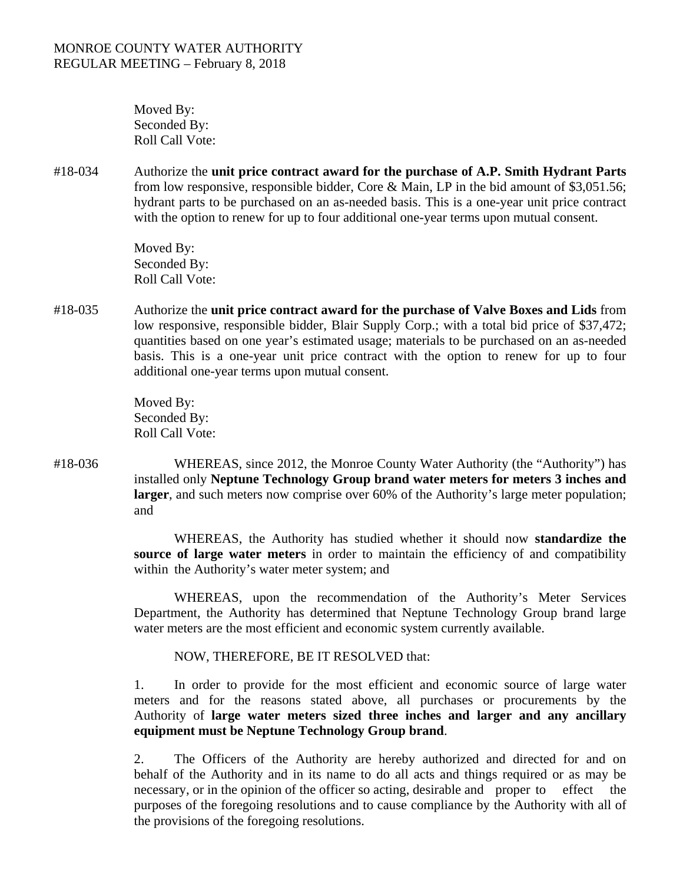Moved By:
Seconded By:
Roll Call Vote:

#18-034 Authorize the **unit price contract award for the purchase of A.P. Smith Hydrant Parts** from low responsive, responsible bidder, Core & Main, LP in the bid amount of $3,051.56; hydrant parts to be purchased on an as-needed basis. This is a one-year unit price contract with the option to renew for up to four additional one-year terms upon mutual consent.

Moved By:
Seconded By:
Roll Call Vote:

#18-035 Authorize the **unit price contract award for the purchase of Valve Boxes and Lids** from low responsive, responsible bidder, Blair Supply Corp.; with a total bid price of $37,472; quantities based on one year's estimated usage; materials to be purchased on an as-needed basis. This is a one-year unit price contract with the option to renew for up to four additional one-year terms upon mutual consent.

Moved By:
Seconded By:
Roll Call Vote:

#18-036 WHEREAS, since 2012, the Monroe County Water Authority (the "Authority") has installed only **Neptune Technology Group brand water meters for meters 3 inches and larger**, and such meters now comprise over 60% of the Authority's large meter population; and

WHEREAS, the Authority has studied whether it should now **standardize the source of large water meters** in order to maintain the efficiency of and compatibility within the Authority's water meter system; and

WHEREAS, upon the recommendation of the Authority's Meter Services Department, the Authority has determined that Neptune Technology Group brand large water meters are the most efficient and economic system currently available.

NOW, THEREFORE, BE IT RESOLVED that:

1. In order to provide for the most efficient and economic source of large water meters and for the reasons stated above, all purchases or procurements by the Authority of **large water meters sized three inches and larger and any ancillary equipment must be Neptune Technology Group brand**.

2. The Officers of the Authority are hereby authorized and directed for and on behalf of the Authority and in its name to do all acts and things required or as may be necessary, or in the opinion of the officer so acting, desirable and proper to effect the purposes of the foregoing resolutions and to cause compliance by the Authority with all of the provisions of the foregoing resolutions.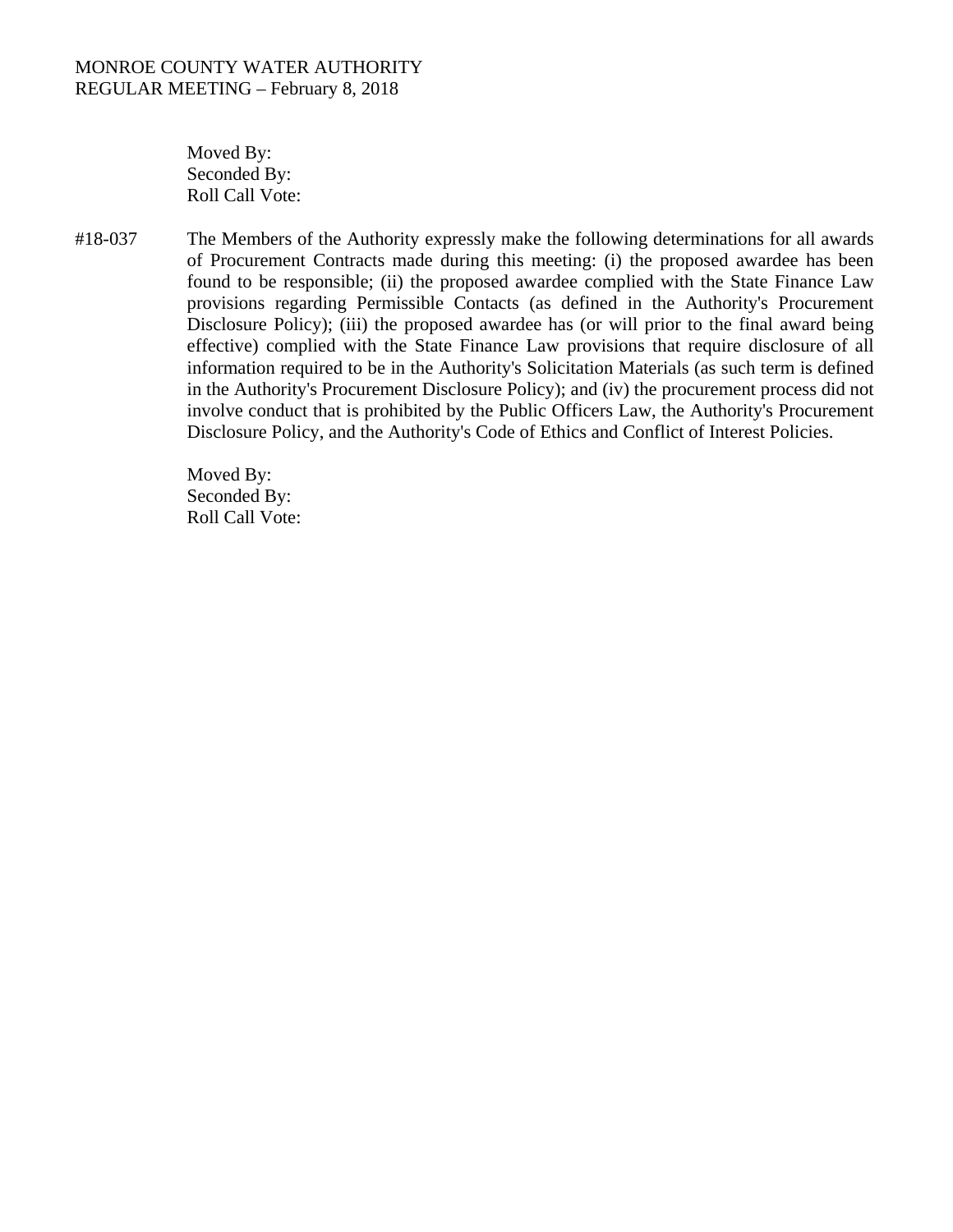Moved By:
Seconded By:
Roll Call Vote:

#18-037 The Members of the Authority expressly make the following determinations for all awards of Procurement Contracts made during this meeting: (i) the proposed awardee has been found to be responsible; (ii) the proposed awardee complied with the State Finance Law provisions regarding Permissible Contacts (as defined in the Authority's Procurement Disclosure Policy); (iii) the proposed awardee has (or will prior to the final award being effective) complied with the State Finance Law provisions that require disclosure of all information required to be in the Authority's Solicitation Materials (as such term is defined in the Authority's Procurement Disclosure Policy); and (iv) the procurement process did not involve conduct that is prohibited by the Public Officers Law, the Authority's Procurement Disclosure Policy, and the Authority's Code of Ethics and Conflict of Interest Policies.

Moved By:
Seconded By:
Roll Call Vote: